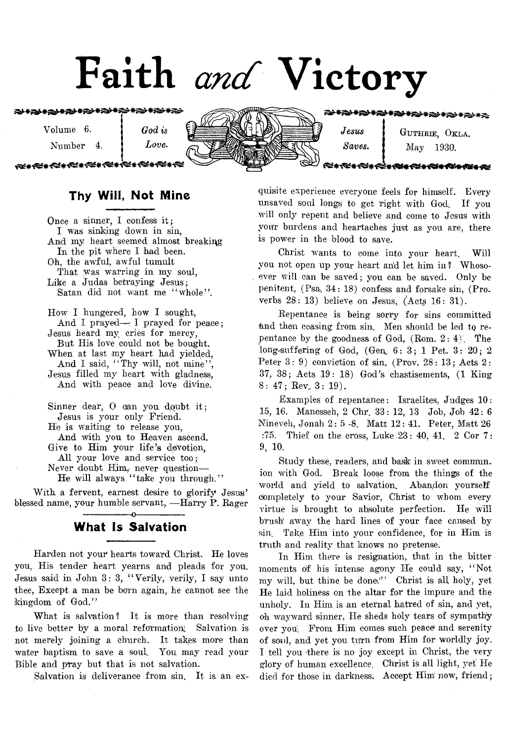# Faith and Victory

Volume 6. Number 4. | *God is Love.* | *Jesus Saves.* | GUTHRIE, OKLA. May 1930.

## Thy Will, Not Mine

Once a sinner, I confess it;
I was sinking down in sin,
And my heart seemed almost breaking
In the pit where I had been.
Oh, the awful, awful tumult
That was warring in my soul,
Like a Judas betraying Jesus;
Satan did not want me "whole".

How I hungered, how I sought,
And I prayed— I prayed for peace;
Jesus heard my cries for mercy,
But His love could not be bought.
When at last my heart had yielded,
And I said, "Thy will, not mine",
Jesus filled my heart with gladness,
And with peace and love divine.

Sinner dear, O can you doubt it;
Jesus is your only Friend.
He is waiting to release you,
And with you to Heaven ascend.
Give to Him your life's devotion,
All your love and service too;
Never doubt Him, never question—
He will always "take you through."

With a fervent, earnest desire to glorify Jesus' blessed name, your humble servant, —Harry P. Rager

## What Is Salvation

Harden not your hearts toward Christ. He loves you, His tender heart yearns and pleads for you. Jesus said in John 3: 3, "Verily, verily, I say unto thee, Except a man be born again, he cannot see the kingdom of God."

What is salvation? It is more than resolving to live better by a moral reformation. Salvation is not merely joining a church. It takes more than water baptism to save a soul. You may read your Bible and pray but that is not salvation.

Salvation is deliverance from sin. It is an exquisite experience everyone feels for himself. Every unsaved soul longs to get right with God. If you will only repent and believe and come to Jesus with your burdens and heartaches just as you are, there is power in the blood to save.

Christ wants to come into your heart. Will you not open up your heart and let him in? Whosoever will can be saved; you can be saved. Only be penitent, (Psa. 34: 18) confess and forsake sin, (Proverbs 28: 13) believe on Jesus, (Acts 16: 31).

Repentance is being sorry for sins committed and then ceasing from sin. Men should be led to repentance by the goodness of God, (Rom. 2: 4). The long-suffering of God, (Gen. 6: 3; 1 Pet. 3: 20; 2 Peter 3: 9) conviction of sin, (Prov. 28: 13; Acts 2: 37, 38; Acts 19: 18) God's chastisements, (1 King 8: 47; Rev. 3: 19).

Examples of repentance: Israelites, Judges 10: 15, 16. Manesseh, 2 Chr. 33: 12, 13 Job, Job 42: 6 Nineveh, Jonah 2: 5 -8. Matt 12: 41. Peter, Matt 26 :75. Thief on the cross, Luke 23: 40, 41. 2 Cor 7: 9, 10.

Study these, readers, and bask in sweet communion with God. Break loose from the things of the world and yield to salvation. Abandon yourself completely to your Savior, Christ to whom every virtue is brought to absolute perfection. He will brush away the hard lines of your face caused by sin. Take Him into your confidence, for in Him is truth and reality that knows no pretense.

In Him there is resignation, that in the bitter moments of his intense agony He could say, "Not my will, but thine be done." Christ is all holy, yet He laid holiness on the altar for the impure and the unholy. In Him is an eternal hatred of sin, and yet, oh wayward sinner, He sheds holy tears of sympathy over you. From Him comes such peace and serenity of soul, and yet you turn from Him for worldly joy. I tell you there is no joy except in Christ, the very glory of human excellence. Christ is all light, yet He died for those in darkness. Accept Him now, friend;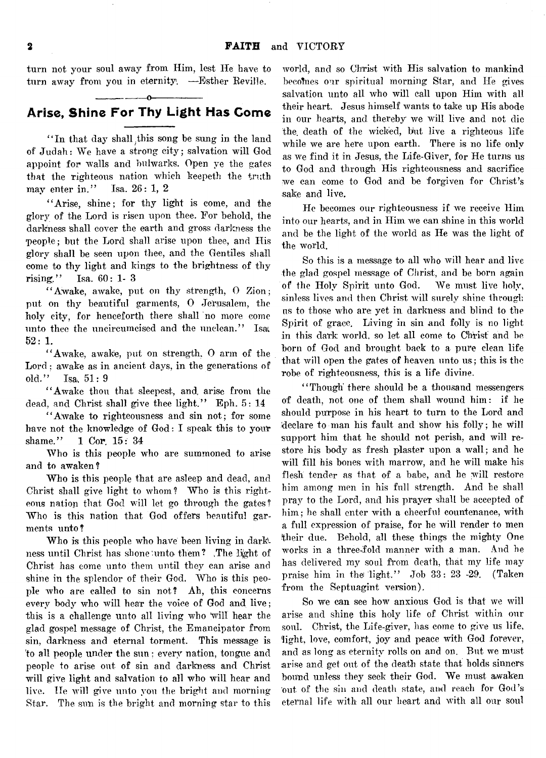turn not your soul away from Him, lest He have to turn away from you in eternity. —Esther Reville.

## Arise, Shine For Thy Light Has Come

"In that day shall this song be sung in the land of Judah: We have a strong city; salvation will God appoint for walls and bulwarks. Open ye the gates that the righteous nation which keepeth the truth may enter in." Isa. 26: 1, 2

"Arise, shine; for thy light is come, and the glory of the Lord is risen upon thee. For behold, the darkness shall cover the earth and gross darkness the people; but the Lord shall arise upon thee, and His glory shall be seen upon thee, and the Gentiles shall come to thy light and kings to the brightness of thy rising." Isa. 60: 1- 3

"Awake, awake, put on thy strength, O Zion; put on thy beautiful garments, O Jerusalem, the holy city, for henceforth there shall no more come unto thee the uncircumcised and the unclean." Isa. 52: 1.

"Awake, awake, put on strength, O arm of the Lord; awake as in ancient days, in the generations of old." Isa. 51: 9

"Awake thou that sleepest, and arise from the dead, and Christ shall give thee light." Eph. 5: 14

"Awake to righteousness and sin not; for some have not the knowledge of God: I speak this to your shame." 1 Cor. 15: 34

Who is this people who are summoned to arise and to awaken?

Who is this people that are asleep and dead, and Christ shall give light to whom? Who is this righteous nation that God will let go through the gates? Who is this nation that God offers beautiful garments unto?

Who is this people who have been living in darkness until Christ has shone unto them? The light of Christ has come unto them until they can arise and shine in the splendor of their God. Who is this people who are called to sin not? Ah, this concerns every body who will hear the voice of God and live; this is a challenge unto all living who will hear the glad gospel message of Christ, the Emancipator from sin, darkness and eternal torment. This message is to all people under the sun: every nation, tongue and people to arise out of sin and darkness and Christ will give light and salvation to all who will hear and live. He will give unto you the bright and morning Star. The sun is the bright and morning star to this world, and so Christ with His salvation to mankind becomes our spiritual morning Star, and He gives salvation unto all who will call upon Him with all their heart. Jesus himself wants to take up His abode in our hearts, and thereby we will live and not die the death of the wicked, but live a righteous life while we are here upon earth. There is no life only as we find it in Jesus, the Life-Giver, for He turns us to God and through His righteousness and sacrifice we can come to God and be forgiven for Christ's sake and live.

He becomes our righteousness if we receive Him into our hearts, and in Him we can shine in this world and be the light of the world as He was the light of the world.

So this is a message to all who will hear and live the glad gospel message of Christ, and be born again of the Holy Spirit unto God. We must live holy, sinless lives and then Christ will surely shine through us to those who are yet in darkness and blind to the Spirit of grace. Living in sin and folly is no light in this dark world, so let all come to Christ and be born of God and brought back to a pure clean life that will open the gates of heaven unto us; this is the robe of righteousness, this is a life divine.

"Though there should be a thousand messengers of death, not one of them shall wound him: if he should purpose in his heart to turn to the Lord and declare to man his fault and show his folly; he will support him that he should not perish, and will restore his body as fresh plaster upon a wall; and he will fill his bones with marrow, and he will make his flesh tender as that of a babe, and he will restore him among men in his full strength. And he shall pray to the Lord, and his prayer shall be accepted of him; he shall enter with a cheerful countenance, with a full expression of praise, for he will render to men their due. Behold, all these things the mighty One works in a three-fold manner with a man. And he has delivered my soul from death, that my life may praise him in the light." Job 33: 23 -29. (Taken from the Septuagint version).

So we can see how anxious God is that we will arise and shine this holy life of Christ within our soul. Christ, the Life-giver, has come to give us life, light, love, comfort, joy and peace with God forever, and as long as eternity rolls on and on. But we must arise and get out of the death state that holds sinners bound unless they seek their God. We must awaken out of the sin and death state, and reach for God's eternal life with all our heart and with all our soul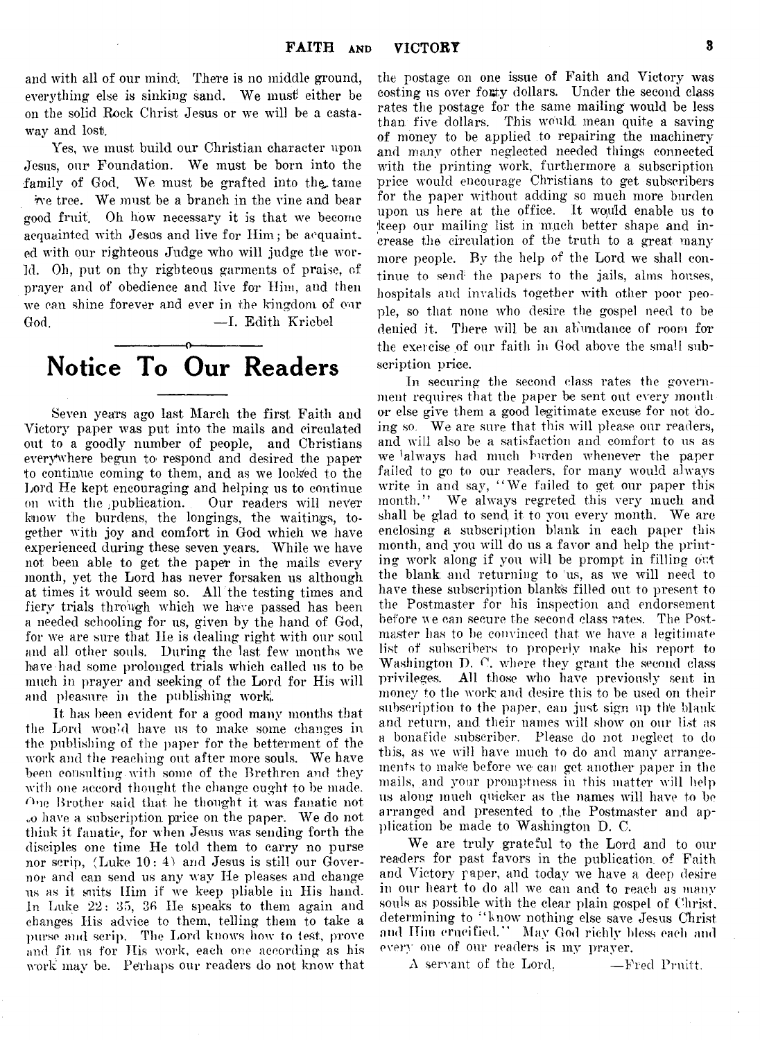and with all of our mind. There is no middle ground, everything else is sinking sand. We must either be on the solid Rock Christ Jesus or we will be a castaway and lost.

Yes, we must build our Christian character upon Jesus, our Foundation. We must be born into the family of God. We must be grafted into the tame ive tree. We must be a branch in the vine and bear good fruit. Oh how necessary it is that we become acquainted with Jesus and live for Him; be acquainted with our righteous Judge who will judge the world. Oh, put on thy righteous garments of praise, of prayer and of obedience and live for Him, and then we can shine forever and ever in the kingdom of our God. —I. Edith Kriebel

# Notice To Our Readers

Seven years ago last March the first Faith and Victory paper was put into the mails and circulated out to a goodly number of people, and Christians everywhere begun to respond and desired the paper to continue coming to them, and as we looked to the Lord He kept encouraging and helping us to continue on with the publication. Our readers will never know the burdens, the longings, the waitings, together with joy and comfort in God which we have experienced during these seven years. While we have not been able to get the paper in the mails every month, yet the Lord has never forsaken us although at times it would seem so. All the testing times and fiery trials through which we have passed has been a needed schooling for us, given by the hand of God, for we are sure that He is dealing right with our soul and all other souls. During the last few months we have had some prolonged trials which called us to be much in prayer and seeking of the Lord for His will and pleasure in the publishing work.

It has been evident for a good many months that the Lord would have us to make some changes in the publishing of the paper for the betterment of the work and the reaching out after more souls. We have been consulting with some of the Brethren and they with one accord thought the change ought to be made. One Brother said that he thought it was fanatic not to have a subscription price on the paper. We do not think it fanatic, for when Jesus was sending forth the disciples one time He told them to carry no purse nor scrip, (Luke 10: 4) and Jesus is still our Governor and can send us any way He pleases and change us as it suits Him if we keep pliable in His hand. In Luke 22: 35, 36 He speaks to them again and changes His advice to them, telling them to take a purse and scrip. The Lord knows how to test, prove and fit us for His work, each one according as his work may be. Perhaps our readers do not know that the postage on one issue of Faith and Victory was costing us over forty dollars. Under the second class rates the postage for the same mailing would be less than five dollars. This would mean quite a saving of money to be applied to repairing the machinery and many other neglected needed things connected with the printing work, furthermore a subscription price would encourage Christians to get subscribers for the paper without adding so much more burden upon us here at the office. It would enable us to keep our mailing list in much better shape and increase the circulation of the truth to a great many more people. By the help of the Lord we shall continue to send the papers to the jails, alms houses, hospitals and invalids together with other poor people, so that none who desire the gospel need to be denied it. There will be an abundance of room for the exercise of our faith in God above the small subscription price.

In securing the second class rates the government requires that the paper be sent out every month or else give them a good legitimate excuse for not doing so. We are sure that this will please our readers, and will also be a satisfaction and comfort to us as we always had much burden whenever the paper failed to go to our readers, for many would always write in and say, "We failed to get our paper this month." We always regreted this very much and shall be glad to send it to you every month. We are enclosing a subscription blank in each paper this month, and you will do us a favor and help the printing work along if you will be prompt in filling out the blank and returning to us, as we will need to have these subscription blanks filled out to present to the Postmaster for his inspection and endorsement before we can secure the second class rates. The Postmaster has to be convinced that we have a legitimate list of subscribers to properly make his report to Washington D. C. where they grant the second class privileges. All those who have previously sent in money to the work and desire this to be used on their subscription to the paper, can just sign up the blank and return, and their names will show on our list as a bonafide subscriber. Please do not neglect to do this, as we will have much to do and many arrangements to make before we can get another paper in the mails, and your promptness in this matter will help us along much quicker as the names will have to be arranged and presented to the Postmaster and application be made to Washington D. C.

We are truly grateful to the Lord and to our readers for past favors in the publication of Faith and Victory paper, and today we have a deep desire in our heart to do all we can and to reach as many souls as possible with the clear plain gospel of Christ, determining to "know nothing else save Jesus Christ and Him crucified." May God richly bless each and every one of our readers is my prayer.

A servant of the Lord, —Fred Pruitt.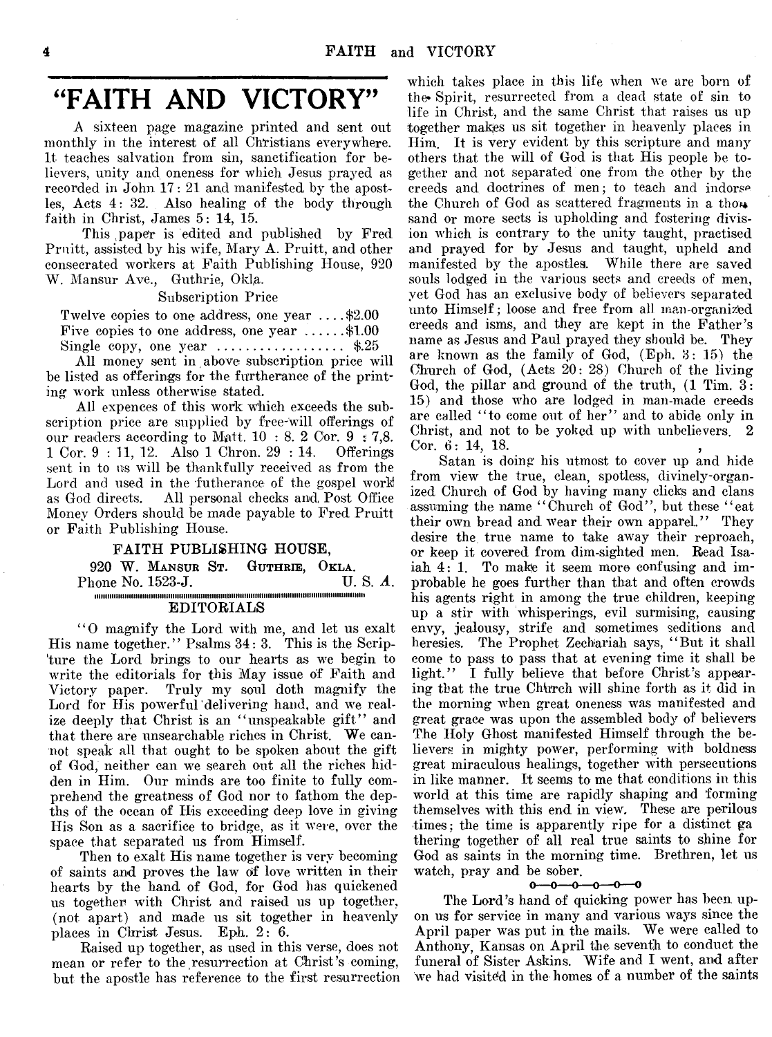# "FAITH AND VICTORY"

A sixteen page magazine printed and sent out monthly in the interest of all Christians everywhere. It teaches salvation from sin, sanctification for believers, unity and oneness for which Jesus prayed as recorded in John 17: 21 and manifested by the apostles, Acts 4: 32. Also healing of the body through faith in Christ, James 5: 14, 15.

This paper is edited and published by Fred Pruitt, assisted by his wife, Mary A. Pruitt, and other consecrated workers at Faith Publishing House, 920 W. Mansur Ave., Guthrie, Okla.

Subscription Price

Twelve copies to one address, one year ....$2.00
Five copies to one address, one year ......$1.00
Single copy, one year .................. $.25

All money sent in above subscription price will be listed as offerings for the furtherance of the printing work unless otherwise stated.

All expences of this work which exceeds the subscription price are supplied by free-will offerings of our readers according to Matt. 10 : 8. 2 Cor. 9 : 7,8. 1 Cor. 9 : 11, 12. Also 1 Chron. 29 : 14. Offerings sent in to us will be thankfully received as from the Lord and used in the futherance of the gospel work as God directs. All personal checks and Post Office Money Orders should be made payable to Fred Pruitt or Faith Publishing House.

FAITH PUBLISHING HOUSE,
920 W. Mansur St. Guthrie, Okla.
Phone No. 1523-J. U. S. A.

## EDITORIALS

"O magnify the Lord with me, and let us exalt His name together." Psalms 34: 3. This is the Scripture the Lord brings to our hearts as we begin to write the editorials for this May issue of Faith and Victory paper. Truly my soul doth magnify the Lord for His powerful delivering hand, and we realize deeply that Christ is an "unspeakable gift" and that there are unsearchable riches in Christ. We cannot speak all that ought to be spoken about the gift of God, neither can we search out all the riches hidden in Him. Our minds are too finite to fully comprehend the greatness of God nor to fathom the depths of the ocean of His exceeding deep love in giving His Son as a sacrifice to bridge, as it were, over the space that separated us from Himself.

Then to exalt His name together is very becoming of saints and proves the law of love written in their hearts by the hand of God, for God has quickened us together with Christ and raised us up together, (not apart) and made us sit together in heavenly places in Christ Jesus. Eph. 2: 6.

Raised up together, as used in this verse, does not mean or refer to the resurrection at Christ's coming, but the apostle has reference to the first resurrection which takes place in this life when we are born of the Spirit, resurrected from a dead state of sin to life in Christ, and the same Christ that raises us up together makes us sit together in heavenly places in Him. It is very evident by this scripture and many others that the will of God is that His people be together and not separated one from the other by the creeds and doctrines of men; to teach and indorse the Church of God as scattered fragments in a thousand or more sects is upholding and fostering division which is contrary to the unity taught, practised and prayed for by Jesus and taught, upheld and manifested by the apostles. While there are saved souls lodged in the various sects and creeds of men, yet God has an exclusive body of believers separated unto Himself; loose and free from all man-organized creeds and isms, and they are kept in the Father's name as Jesus and Paul prayed they should be. They are known as the family of God, (Eph. 3: 15) the Church of God, (Acts 20: 28) Church of the living God, the pillar and ground of the truth, (1 Tim. 3: 15) and those who are lodged in man-made creeds are called "to come out of her" and to abide only in Christ, and not to be yoked up with unbelievers. 2 Cor. 6: 14, 18.

Satan is doing his utmost to cover up and hide from view the true, clean, spotless, divinely-organized Church of God by having many clicks and clans assuming the name "Church of God", but these "eat their own bread and wear their own apparel." They desire the true name to take away their reproach, or keep it covered from dim-sighted men. Read Isaiah 4: 1. To make it seem more confusing and improbable he goes further than that and often crowds his agents right in among the true children, keeping up a stir with whisperings, evil surmising, causing envy, jealousy, strife and sometimes seditions and heresies. The Prophet Zechariah says, "But it shall come to pass to pass that at evening time it shall be light." I fully believe that before Christ's appearing that the true Church will shine forth as it did in the morning when great oneness was manifested and great grace was upon the assembled body of believers The Holy Ghost manifested Himself through the believers in mighty power, performing with boldness great miraculous healings, together with persecutions in like manner. It seems to me that conditions in this world at this time are rapidly shaping and forming themselves with this end in view. These are perilous times; the time is apparently ripe for a distinct gathering together of all real true saints to shine for God as saints in the morning time. Brethren, let us watch, pray and be sober.

o—o—o—o—o—o

The Lord's hand of quicking power has been upon us for service in many and various ways since the April paper was put in the mails. We were called to Anthony, Kansas on April the seventh to conduct the funeral of Sister Askins. Wife and I went, and after we had visited in the homes of a number of the saints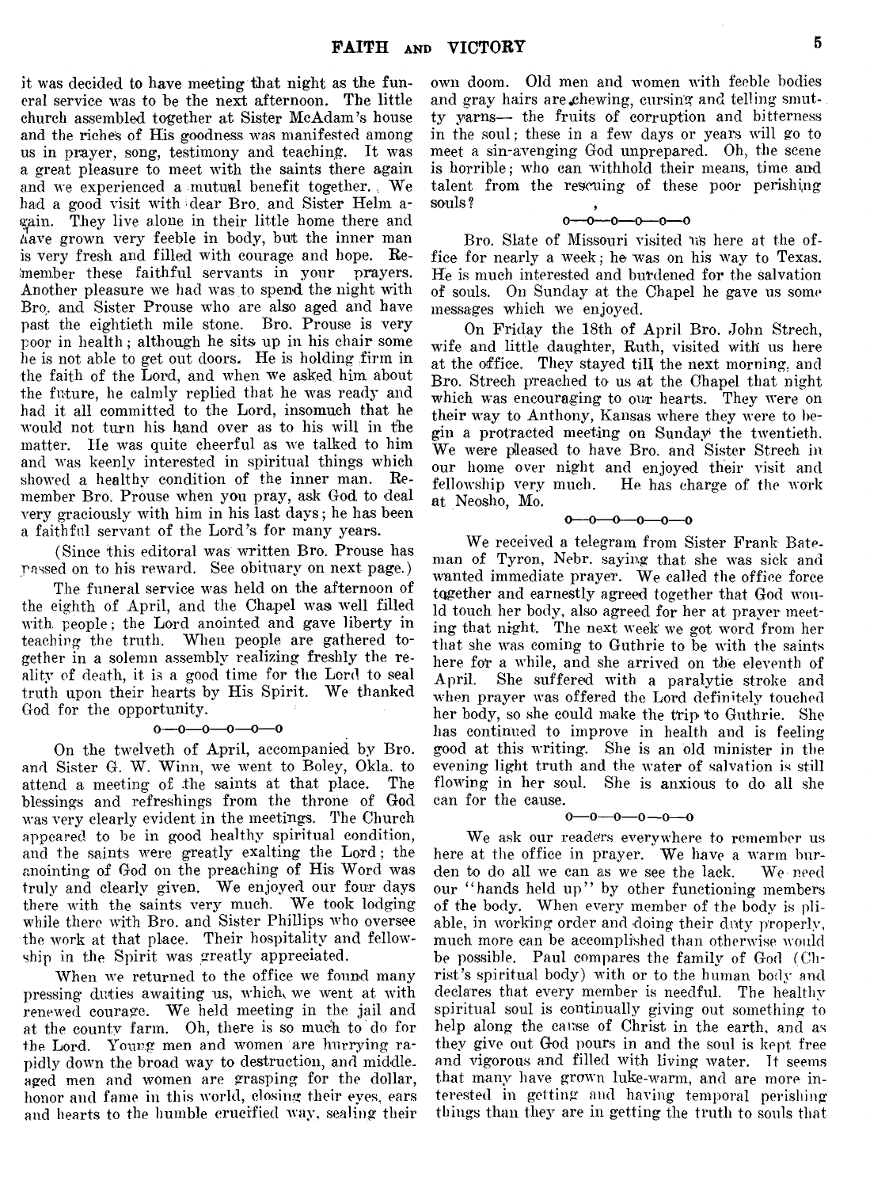it was decided to have meeting that night as the funeral service was to be the next afternoon. The little church assembled together at Sister McAdam's house and the riches of His goodness was manifested among us in prayer, song, testimony and teaching. It was a great pleasure to meet with the saints there again and we experienced a mutual benefit together. We had a good visit with dear Bro. and Sister Helm again. They live alone in their little home there and have grown very feeble in body, but the inner man is very fresh and filled with courage and hope. Remember these faithful servants in your prayers. Another pleasure we had was to spend the night with Bro. and Sister Prouse who are also aged and have past the eightieth mile stone. Bro. Prouse is very poor in health; although he sits up in his chair some he is not able to get out doors. He is holding firm in the faith of the Lord, and when we asked him about the future, he calmly replied that he was ready and had it all committed to the Lord, insomuch that he would not turn his hand over as to his will in the matter. He was quite cheerful as we talked to him and was keenly interested in spiritual things which showed a healthy condition of the inner man. Remember Bro. Prouse when you pray, ask God to deal very graciously with him in his last days; he has been a faithful servant of the Lord's for many years.

(Since this editoral was written Bro. Prouse has passed on to his reward. See obituary on next page.)

The funeral service was held on the afternoon of the eighth of April, and the Chapel was well filled with people; the Lord anointed and gave liberty in teaching the truth. When people are gathered together in a solemn assembly realizing freshly the reality of death, it is a good time for the Lord to seal truth upon their hearts by His Spirit. We thanked God for the opportunity.

o—o—o—o—o—o

On the twelveth of April, accompanied by Bro. and Sister G. W. Winn, we went to Boley, Okla. to attend a meeting of the saints at that place. The blessings and refreshings from the throne of God was very clearly evident in the meetings. The Church appeared to be in good healthy spiritual condition, and the saints were greatly exalting the Lord; the anointing of God on the preaching of His Word was truly and clearly given. We enjoyed our four days there with the saints very much. We took lodging while there with Bro. and Sister Phillips who oversee the work at that place. Their hospitality and fellowship in the Spirit was greatly appreciated.

When we returned to the office we found many pressing duties awaiting us, which we went at with renewed courage. We held meeting in the jail and at the county farm. Oh, there is so much to do for the Lord. Young men and women are hurrying rapidly down the broad way to destruction, and middle-aged men and women are grasping for the dollar, honor and fame in this world, closing their eyes, ears and hearts to the humble crucified way, sealing their own doom. Old men and women with feeble bodies and gray hairs are chewing, cursing and telling smutty yarns— the fruits of corruption and bitterness in the soul; these in a few days or years will go to meet a sin-avenging God unprepared. Oh, the scene is horrible; who can withhold their means, time and talent from the rescuing of these poor perishing souls?

o—o—o—o—o—o

Bro. Slate of Missouri visited us here at the office for nearly a week; he was on his way to Texas. He is much interested and burdened for the salvation of souls. On Sunday at the Chapel he gave us some messages which we enjoyed.

On Friday the 18th of April Bro. John Strech, wife and little daughter, Ruth, visited with us here at the office. They stayed till the next morning, and Bro. Strech preached to us at the Chapel that night which was encouraging to our hearts. They were on their way to Anthony, Kansas where they were to begin a protracted meeting on Sunday the twentieth. We were pleased to have Bro. and Sister Strech in our home over night and enjoyed their visit and fellowship very much. He has charge of the work at Neosho, Mo.

o—o—o—o—o—o

We received a telegram from Sister Frank Bateman of Tyron, Nebr. saying that she was sick and wanted immediate prayer. We called the office force together and earnestly agreed together that God would touch her body, also agreed for her at prayer meeting that night. The next week we got word from her that she was coming to Guthrie to be with the saints here for a while, and she arrived on the eleventh of April. She suffered with a paralytic stroke and when prayer was offered the Lord definitely touched her body, so she could make the trip to Guthrie. She has continued to improve in health and is feeling good at this writing. She is an old minister in the evening light truth and the water of salvation is still flowing in her soul. She is anxious to do all she can for the cause.

o—o—o—o—o—o

We ask our readers everywhere to remember us here at the office in prayer. We have a warm burden to do all we can as we see the lack. We need our "hands held up" by other functioning members of the body. When every member of the body is pliable, in working order and doing their duty properly, much more can be accomplished than otherwise would be possible. Paul compares the family of God (Christ's spiritual body) with or to the human body and declares that every member is needful. The healthy spiritual soul is continually giving out something to help along the cause of Christ in the earth, and as they give out God pours in and the soul is kept free and vigorous and filled with living water. It seems that many have grown luke-warm, and are more interested in getting and having temporal perishing things than they are in getting the truth to souls that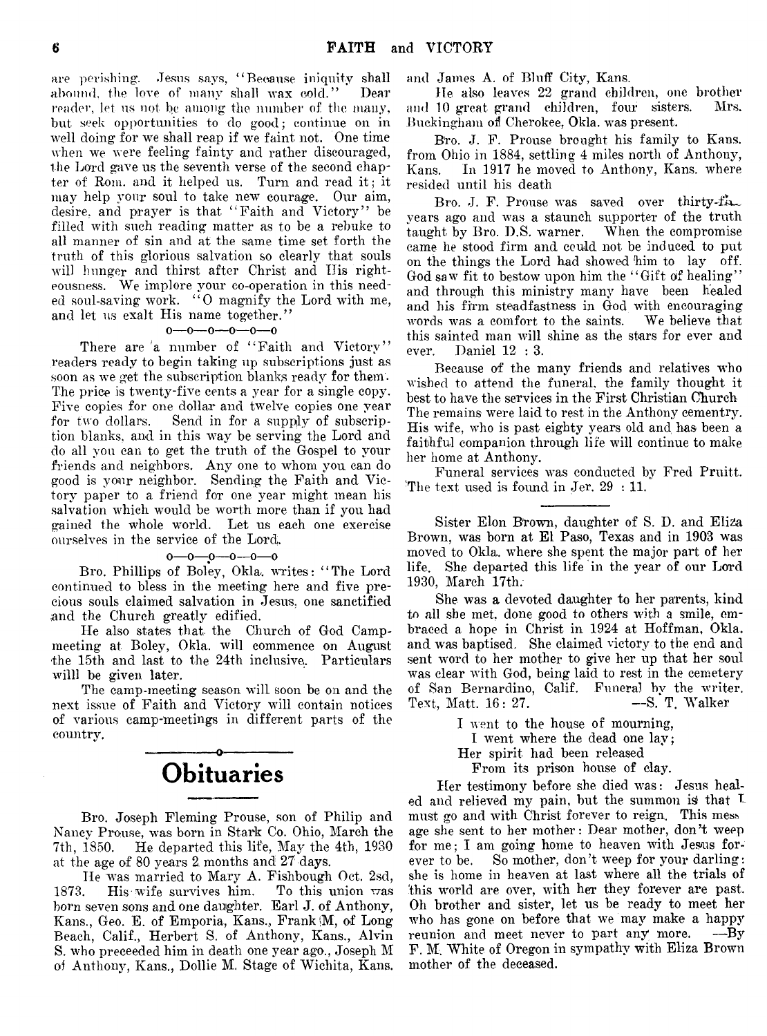are perishing. Jesus says, "Because iniquity shall abound, the love of many shall wax cold." Dear reader, let us not be among the number of the many, but seek opportunities to do good; continue on in well doing for we shall reap if we faint not. One time when we were feeling fainty and rather discouraged, the Lord gave us the seventh verse of the second chapter of Rom. and it helped us. Turn and read it; it may help your soul to take new courage. Our aim, desire, and prayer is that "Faith and Victory" be filled with such reading matter as to be a rebuke to all manner of sin and at the same time set forth the truth of this glorious salvation so clearly that souls will hunger and thirst after Christ and His righteousness. We implore your co-operation in this needed soul-saving work. "O magnify the Lord with me, and let us exalt His name together."

o—o—o—o—o—o

There are a number of "Faith and Victory" readers ready to begin taking up subscriptions just as soon as we get the subscription blanks ready for them. The price is twenty-five cents a year for a single copy. Five copies for one dollar and twelve copies one year for two dollars. Send in for a supply of subscription blanks, and in this way be serving the Lord and do all you can to get the truth of the Gospel to your friends and neighbors. Any one to whom you can do good is your neighbor. Sending the Faith and Victory paper to a friend for one year might mean his salvation which would be worth more than if you had gained the whole world. Let us each one exercise ourselves in the service of the Lord.

o—o—o—o—o—o

Bro. Phillips of Boley, Okla. writes: "The Lord continued to bless in the meeting here and five precious souls claimed salvation in Jesus, one sanctified and the Church greatly edified.

He also states that the Church of God Campmeeting at Boley, Okla. will commence on August the 15th and last to the 24th inclusive. Particulars willl be given later.

The camp-meeting season will soon be on and the next issue of Faith and Victory will contain notices of various camp-meetings in different parts of the country.

# Obituaries

Bro. Joseph Fleming Prouse, son of Philip and Nancy Prouse, was born in Stark Co. Ohio, March the 7th, 1850. He departed this life, May the 4th, 1930 at the age of 80 years 2 months and 27 days.

He was married to Mary A. Fishbough Oct. 2sd, 1873. His wife survives him. To this union was born seven sons and one daughter. Earl J. of Anthony, Kans., Geo. E. of Emporia, Kans., Frank M, of Long Beach, Calif., Herbert S. of Anthony, Kans., Alvin S. who preceeded him in death one year ago., Joseph M of Anthony, Kans., Dollie M. Stage of Wichita, Kans. and James A. of Bluff City, Kans.

He also leaves 22 grand children, one brother and 10 great grand children, four sisters. Mrs. Buckingham of Cherokee, Okla. was present.

Bro. J. F. Prouse brought his family to Kans. from Ohio in 1884, settling 4 miles north of Anthony, Kans. In 1917 he moved to Anthony, Kans. where resided until his death

Bro. J. F. Prouse was saved over thirty-five years ago and was a staunch supporter of the truth taught by Bro. D.S. warner. When the compromise came he stood firm and could not be induced to put on the things the Lord had showed him to lay off. God saw fit to bestow upon him the "Gift of healing" and through this ministry many have been healed and his firm steadfastness in God with encouraging words was a comfort to the saints. We believe that this sainted man will shine as the stars for ever and ever. Daniel 12 : 3.

Because of the many friends and relatives who wished to attend the funeral, the family thought it best to have the services in the First Christian Church The remains were laid to rest in the Anthony cementry. His wife, who is past eighty years old and has been a faithful companion through life will continue to make her home at Anthony.

Funeral services was conducted by Fred Pruitt. The text used is found in Jer. 29 : 11.

---

Sister Elon Brown, daughter of S. D. and Eliza Brown, was born at El Paso, Texas and in 1903 was moved to Okla. where she spent the major part of her life. She departed this life in the year of our Lord 1930, March 17th.

She was a devoted daughter to her parents, kind to all she met, done good to others with a smile, embraced a hope in Christ in 1924 at Hoffman, Okla. and was baptised. She claimed victory to the end and sent word to her mother to give her up that her soul was clear with God, being laid to rest in the cemetery of San Bernardino, Calif. Funeral by the writer. Text, Matt. 16 : 27. —S. T. Walker

> I went to the house of mourning,
> I went where the dead one lay;
> Her spirit had been released
> From its prison house of clay.

Her testimony before she died was: Jesus healed and relieved my pain, but the summon is that I must go and with Christ forever to reign. This message she sent to her mother: Dear mother, don't weep for me; I am going home to heaven with Jesus forever to be. So mother, don't weep for your darling: she is home in heaven at last where all the trials of this world are over, with her they forever are past. Oh brother and sister, let us be ready to meet her who has gone on before that we may make a happy reunion and meet never to part any more. —By F. M. White of Oregon in sympathy with Eliza Brown mother of the deceased.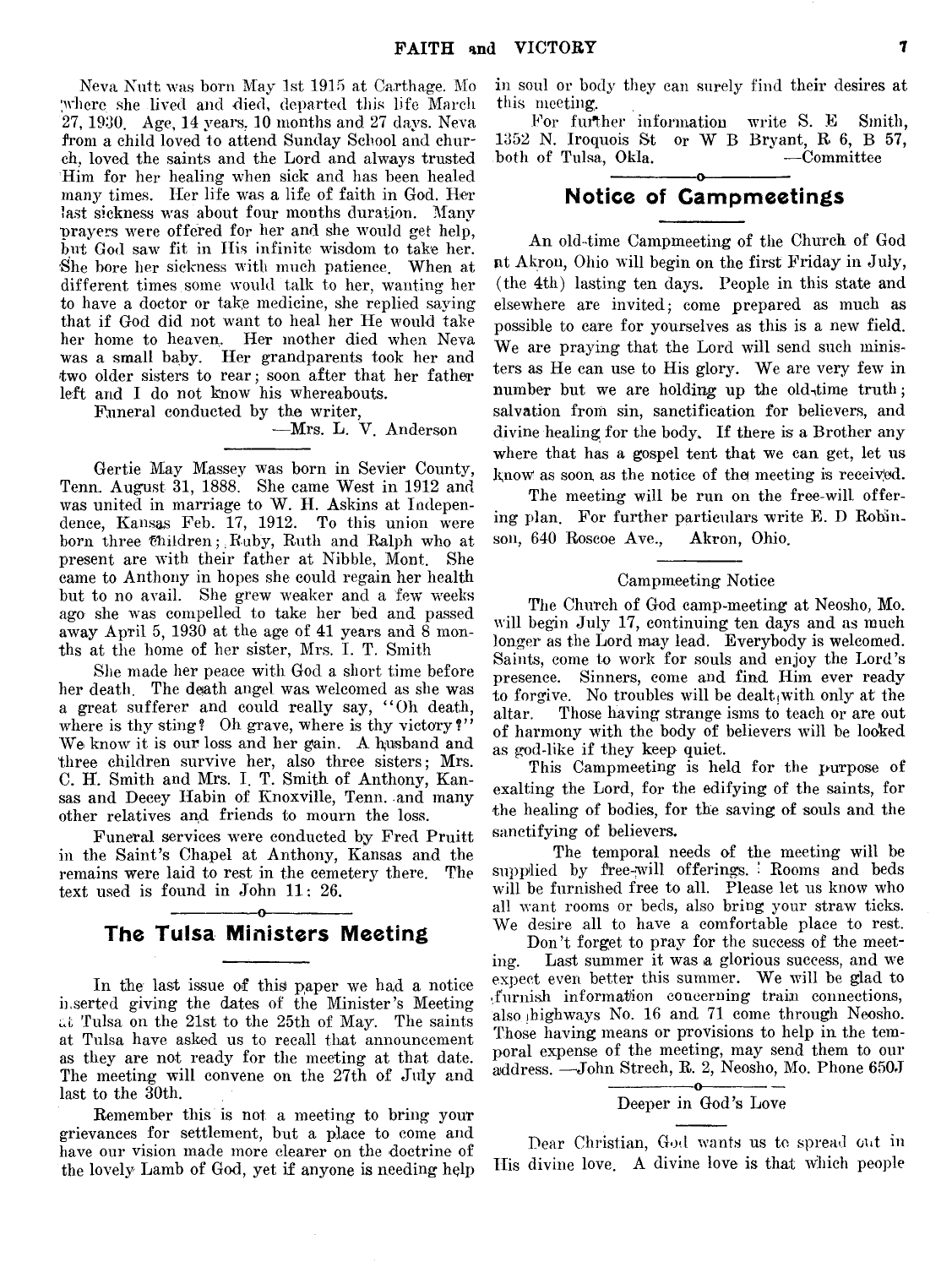Neva Nutt was born May 1st 1915 at Carthage. Mo where she lived and died, departed this life March 27, 1930. Age, 14 years, 10 months and 27 days. Neva from a child loved to attend Sunday School and church, loved the saints and the Lord and always trusted Him for her healing when sick and has been healed many times. Her life was a life of faith in God. Her last sickness was about four months duration. Many prayers were offered for her and she would get help, but God saw fit in His infinite wisdom to take her. She bore her sickness with much patience. When at different times some would talk to her, wanting her to have a doctor or take medicine, she replied saying that if God did not want to heal her He would take her home to heaven. Her mother died when Neva was a small baby. Her grandparents took her and two older sisters to rear; soon after that her father left and I do not know his whereabouts.

Funeral conducted by the writer,

—Mrs. L. V. Anderson

---

Gertie May Massey was born in Sevier County, Tenn. August 31, 1888. She came West in 1912 and was united in marriage to W. H. Askins at Independence, Kansas Feb. 17, 1912. To this union were born three children; Ruby, Ruth and Ralph who at present are with their father at Nibble, Mont. She came to Anthony in hopes she could regain her health but to no avail. She grew weaker and a few weeks ago she was compelled to take her bed and passed away April 5, 1930 at the age of 41 years and 8 months at the home of her sister, Mrs. I. T. Smith

She made her peace with God a short time before her death. The death angel was welcomed as she was a great sufferer and could really say, "Oh death, where is thy sting? Oh grave, where is thy victory?" We know it is our loss and her gain. A husband and three children survive her, also three sisters; Mrs. C. H. Smith and Mrs. I. T. Smith of Anthony, Kansas and Decey Habin of Knoxville, Tenn. and many other relatives and friends to mourn the loss.

Funeral services were conducted by Fred Pruitt in the Saint's Chapel at Anthony, Kansas and the remains were laid to rest in the cemetery there. The text used is found in John 11: 26.

## The Tulsa Ministers Meeting

In the last issue of this paper we had a notice inserted giving the dates of the Minister's Meeting at Tulsa on the 21st to the 25th of May. The saints at Tulsa have asked us to recall that announcement as they are not ready for the meeting at that date. The meeting will convene on the 27th of July and last to the 30th.

Remember this is not a meeting to bring your grievances for settlement, but a place to come and have our vision made more clearer on the doctrine of the lovely Lamb of God, yet if anyone is needing help in soul or body they can surely find their desires at this meeting.

For further information write S. E Smith, 1352 N. Iroquois St or W B Bryant, R 6, B 57, both of Tulsa, Okla. —Committee

## Notice of Campmeetings

An old-time Campmeeting of the Church of God at Akron, Ohio will begin on the first Friday in July, (the 4th) lasting ten days. People in this state and elsewhere are invited; come prepared as much as possible to care for yourselves as this is a new field. We are praying that the Lord will send such ministers as He can use to His glory. We are very few in number but we are holding up the old-time truth; salvation from sin, sanctification for believers, and divine healing for the body. If there is a Brother any where that has a gospel tent that we can get, let us know as soon as the notice of the meeting is received.

The meeting will be run on the free-will offering plan. For further particulars write E. D Robinson, 640 Roscoe Ave., Akron, Ohio.

### Campmeeting Notice

The Church of God camp-meeting at Neosho, Mo. will begin July 17, continuing ten days and as much longer as the Lord may lead. Everybody is welcomed. Saints, come to work for souls and enjoy the Lord's presence. Sinners, come and find Him ever ready to forgive. No troubles will be dealt with only at the altar. Those having strange isms to teach or are out of harmony with the body of believers will be looked as god-like if they keep quiet.

This Campmeeting is held for the purpose of exalting the Lord, for the edifying of the saints, for the healing of bodies, for the saving of souls and the sanctifying of believers.

The temporal needs of the meeting will be supplied by free-will offerings. Rooms and beds will be furnished free to all. Please let us know who all want rooms or beds, also bring your straw ticks. We desire all to have a comfortable place to rest.

Don't forget to pray for the success of the meeting. Last summer it was a glorious success, and we expect even better this summer. We will be glad to furnish information concerning train connections, also highways No. 16 and 71 come through Neosho. Those having means or provisions to help in the temporal expense of the meeting, may send them to our address. —John Strech, R. 2, Neosho, Mo. Phone 650J

### Deeper in God's Love

Dear Christian, God wants us to spread out in His divine love. A divine love is that which people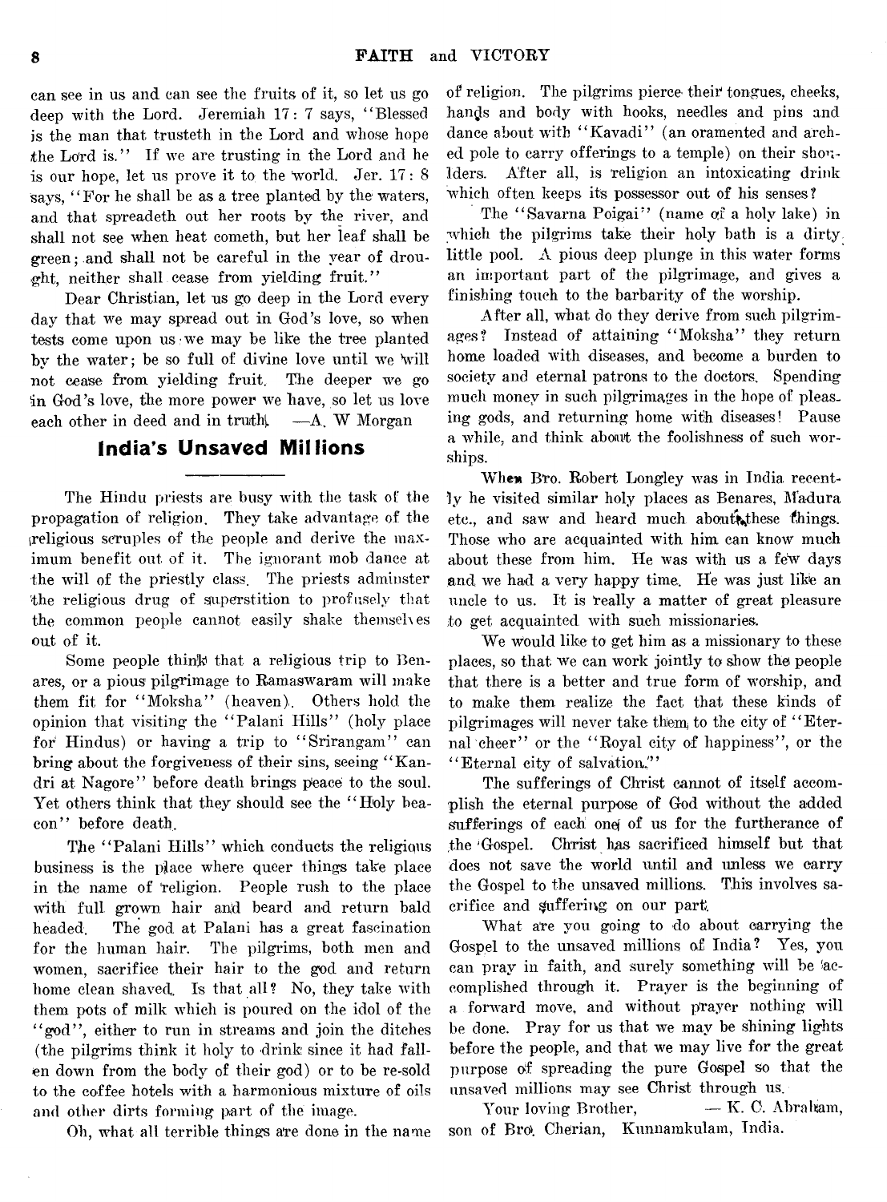can see in us and can see the fruits of it, so let us go deep with the Lord. Jeremiah 17: 7 says, "Blessed is the man that trusteth in the Lord and whose hope the Lord is." If we are trusting in the Lord and he is our hope, let us prove it to the world. Jer. 17: 8 says, "For he shall be as a tree planted by the waters, and that spreadeth out her roots by the river, and shall not see when heat cometh, but her leaf shall be green; and shall not be careful in the year of drought, neither shall cease from yielding fruit."

Dear Christian, let us go deep in the Lord every day that we may spread out in God's love, so when tests come upon us we may be like the tree planted by the water; be so full of divine love until we will not cease from yielding fruit. The deeper we go in God's love, the more power we have, so let us love each other in deed and in truth. —A. W Morgan

## India's Unsaved Millions

The Hindu priests are busy with the task of the propagation of religion. They take advantage of the religious scruples of the people and derive the maximum benefit out of it. The ignorant mob dance at the will of the priestly class. The priests adminster the religious drug of superstition to profusely that the common people cannot easily shake themselves out of it.

Some people think that a religious trip to Benares, or a pious pilgrimage to Ramaswaram will make them fit for "Moksha" (heaven). Others hold the opinion that visiting the "Palani Hills" (holy place for Hindus) or having a trip to "Srirangam" can bring about the forgiveness of their sins, seeing "Kandri at Nagore" before death brings peace to the soul. Yet others think that they should see the "Holy beacon" before death.

The "Palani Hills" which conducts the religious business is the place where queer things take place in the name of religion. People rush to the place with full grown hair and beard and return bald headed. The god at Palani has a great fascination for the human hair. The pilgrims, both men and women, sacrifice their hair to the god and return home clean shaved. Is that all? No, they take with them pots of milk which is poured on the idol of the "god", either to run in streams and join the ditches (the pilgrims think it holy to drink since it had fallen down from the body of their god) or to be re-sold to the coffee hotels with a harmonious mixture of oils and other dirts forming part of the image.

Oh, what all terrible things are done in the name of religion. The pilgrims pierce their tongues, cheeks, hands and body with hooks, needles and pins and dance about with "Kavadi" (an oramented and arched pole to carry offerings to a temple) on their shoulders. After all, is religion an intoxicating drink which often keeps its possessor out of his senses?

The "Savarna Poigai" (name of a holy lake) in which the pilgrims take their holy bath is a dirty little pool. A pious deep plunge in this water forms an important part of the pilgrimage, and gives a finishing touch to the barbarity of the worship.

After all, what do they derive from such pilgrimages? Instead of attaining "Moksha" they return home loaded with diseases, and become a burden to society and eternal patrons to the doctors. Spending much money in such pilgrimages in the hope of pleasing gods, and returning home with diseases! Pause a while, and think about the foolishness of such worships.

When Bro. Robert Longley was in India recently he visited similar holy places as Benares, Madura etc., and saw and heard much about these things. Those who are acquainted with him can know much about these from him. He was with us a few days and we had a very happy time. He was just like an uncle to us. It is really a matter of great pleasure to get acquainted with such missionaries.

We would like to get him as a missionary to these places, so that we can work jointly to show the people that there is a better and true form of worship, and to make them realize the fact that these kinds of pilgrimages will never take them to the city of "Eternal cheer" or the "Royal city of happiness", or the "Eternal city of salvation."

The sufferings of Christ cannot of itself accomplish the eternal purpose of God without the added sufferings of each one of us for the furtherance of the Gospel. Christ has sacrificed himself but that does not save the world until and unless we carry the Gospel to the unsaved millions. This involves sacrifice and suffering on our part.

What are you going to do about carrying the Gospel to the unsaved millions of India? Yes, you can pray in faith, and surely something will be accomplished through it. Prayer is the beginning of a forward move, and without prayer nothing will be done. Pray for us that we may be shining lights before the people, and that we may live for the great purpose of spreading the pure Gospel so that the unsaved millions may see Christ through us.

Your loving Brother, — K. C. Abraham, son of Bro. Cherian, Kunnamkulam, India.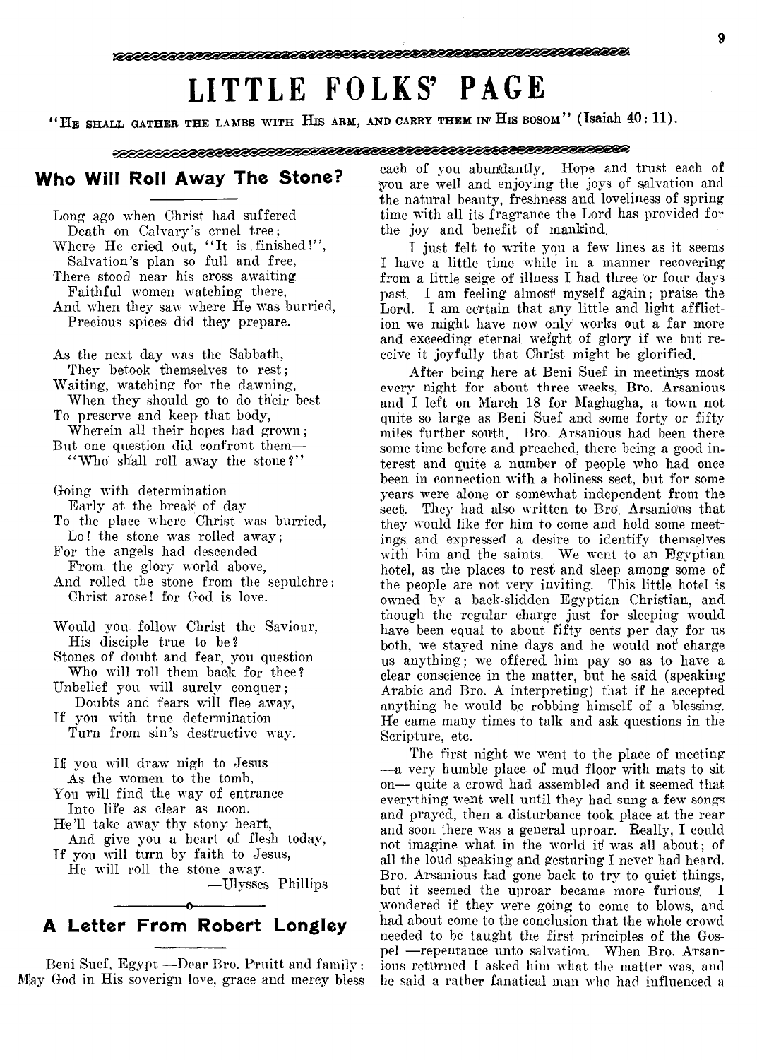# LITTLE FOLKS' PAGE

"He shall gather the lambs with His arm, and carry them in His bosom" (Isaiah 40: 11).

## Who Will Roll Away The Stone?

Long ago when Christ had suffered
Death on Calvary's cruel tree;
Where He cried out, "It is finished!",
Salvation's plan so full and free,
There stood near his cross awaiting
Faithful women watching there,
And when they saw where He was burried,
Precious spices did they prepare.

As the next day was the Sabbath,
They betook themselves to rest;
Waiting, watching for the dawning,
When they should go to do their best
To preserve and keep that body,
Wherein all their hopes had grown;
But one question did confront them—
"Who shall roll away the stone?"

Going with determination
Early at the break of day
To the place where Christ was burried,
Lo! the stone was rolled away;
For the angels had descended
From the glory world above,
And rolled the stone from the sepulchre:
Christ arose! for God is love.

Would you follow Christ the Saviour,
His disciple true to be?
Stones of doubt and fear, you question
Who will roll them back for thee?
Unbelief you will surely conquer;
Doubts and fears will flee away,
If you with true determination
Turn from sin's destructive way.

If you will draw nigh to Jesus
As the women to the tomb,
You will find the way of entrance
Into life as clear as noon.
He'll take away thy stony heart,
And give you a heart of flesh today,
If you will turn by faith to Jesus,
He will roll the stone away.

—Ulysses Phillips

## A Letter From Robert Longley

Beni Suef, Egypt —Dear Bro. Pruitt and family: May God in His soverign love, grace and mercy bless each of you abundantly. Hope and trust each of you are well and enjoying the joys of salvation and the natural beauty, freshness and loveliness of spring time with all its fragrance the Lord has provided for the joy and benefit of mankind.

I just felt to write you a few lines as it seems I have a little time while in a manner recovering from a little seige of illness I had three or four days past. I am feeling almost myself again; praise the Lord. I am certain that any little and light affliction we might have now only works out a far more and exceeding eternal weight of glory if we but receive it joyfully that Christ might be glorified.

After being here at Beni Suef in meetings most every night for about three weeks, Bro. Arsanious and I left on March 18 for Maghagha, a town not quite so large as Beni Suef and some forty or fifty miles further south. Bro. Arsanious had been there some time before and preached, there being a good interest and quite a number of people who had once been in connection with a holiness sect, but for some years were alone or somewhat independent from the sect. They had also written to Bro. Arsanious that they would like for him to come and hold some meetings and expressed a desire to identify themselves with him and the saints. We went to an Egyptian hotel, as the places to rest and sleep among some of the people are not very inviting. This little hotel is owned by a back-slidden Egyptian Christian, and though the regular charge just for sleeping would have been equal to about fifty cents per day for us both, we stayed nine days and he would not charge us anything; we offered him pay so as to have a clear conscience in the matter, but he said (speaking Arabic and Bro. A interpreting) that if he accepted anything he would be robbing himself of a blessing. He came many times to talk and ask questions in the Scripture, etc.

The first night we went to the place of meeting —a very humble place of mud floor with mats to sit on— quite a crowd had assembled and it seemed that everything went well until they had sung a few songs and prayed, then a disturbance took place at the rear and soon there was a general uproar. Really, I could not imagine what in the world it was all about; of all the loud speaking and gesturing I never had heard. Bro. Arsanious had gone back to try to quiet things, but it seemed the uproar became more furious. I wondered if they were going to come to blows, and had about come to the conclusion that the whole crowd needed to be taught the first principles of the Gospel —repentance unto salvation. When Bro. Arsanious returned I asked him what the matter was, and he said a rather fanatical man who had influenced a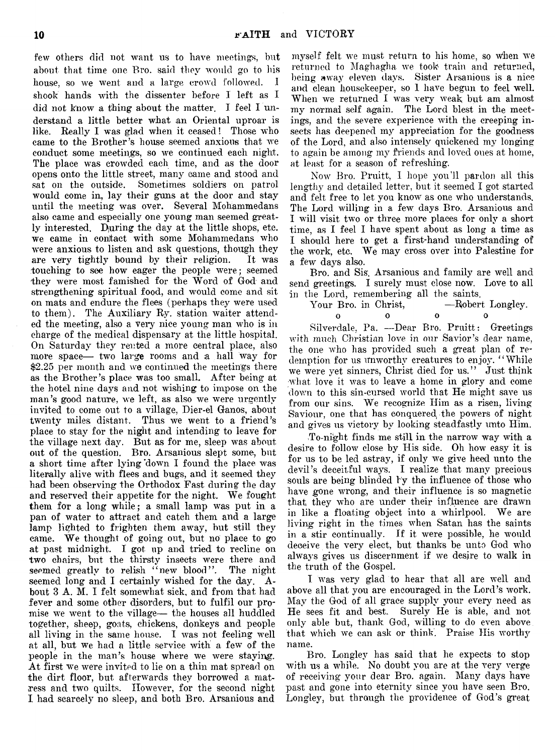few others did not want us to have meetings, but about that time one Bro. said they would go to his house, so we went and a large crowd followed. I shook hands with the dissenter before I left as I did not know a thing about the matter. I feel I understand a little better what an Oriental uproar is like. Really I was glad when it ceased! Those who came to the Brother's house seemed anxious that we conduct some meetings, so we continued each night. The place was crowded each time, and as the door opens onto the little street, many came and stood and sat on the outside. Sometimes soldiers on patrol would come in, lay their guns at the door and stay until the meeting was over. Several Mohammedans also came and especially one young man seemed greatly interested. During the day at the little shops, etc. we came in contact with some Mohammedans who were anxious to listen and ask questions, though they are very tightly bound by their religion. It was touching to see how eager the people were; seemed they were most famished for the Word of God and strengthening spiritual food, and would come and sit on mats and endure the flees (perhaps they were used to them). The Auxiliary Ry. station waiter attended the meeting, also a very nice young man who is in charge of the medical dispensary at the little hospital. On Saturday they rented a more central place, also more space— two large rooms and a hall way for $2.25 per month and we continued the meetings there as the Brother's place was too small. After being at the hotel nine days and not wishing to impose on the man's good nature, we left, as also we were urgently invited to come out to a village, Dier-el Ganos, about twenty miles distant. Thus we went to a friend's place to stay for the night and intending to leave for the village next day. But as for me, sleep was about out of the question. Bro. Arsanious slept some, but a short time after lying down I found the place was literally alive with flees and bugs, and it seemed they had been observing the Orthodox Fast during the day and reserved their appetite for the night. We fought them for a long while; a small lamp was put in a pan of water to attract and catch them and a large lamp lighted to frighten them away, but still they came. We thought of going out, but no place to go at past midnight. I got up and tried to recline on two chairs, but the thirsty insects were there and seemed greatly to relish "new blood". The night seemed long and I certainly wished for the day. About 3 A. M. I felt somewhat sick, and from that had fever and some other disorders, but to fulfil our promise we went to the village— the houses all huddled together, sheep, goats, chickens, donkeys and people all living in the same house. I was not feeling well at all, but we had a little service with a few of the people in the man's house where we were staying. At first we were invited to lie on a thin mat spread on the dirt floor, but afterwards they borrowed a mattress and two quilts. However, for the second night I had scarcely no sleep, and both Bro. Arsanious and myself felt we must return to his home, so when we returned to Maghagha we took train and returned, being away eleven days. Sister Arsanious is a nice and clean housekeeper, so I have begun to feel well. When we returned I was very weak, but am almost my normal self again. The Lord blest in the meetings, and the severe experience with the creeping insects has deepened my appreciation for the goodness of the Lord, and also intensely quickened my longing to again be among my friends and loved ones at home, at least for a season of refreshing.

Now Bro. Pruitt, I hope you'll pardon all this lengthy and detailed letter, but it seemed I got started and felt free to let you know as one who understands. The Lord willing in a few days Bro. Arsanious and I will visit two or three more places for only a short time, as I feel I have spent about as long a time as I should here to get a first-hand understanding of the work, etc. We may cross over into Palestine for a few days also.

Bro. and Sis. Arsanious and family are well and send greetings. I surely must close now. Love to all in the Lord, remembering all the saints.

Your Bro. in Christ, —Robert Longley.

o o o o

Silverdale, Pa. —Dear Bro. Pruitt: Greetings with much Christian love in our Savior's dear name, the one who has provided such a great plan of redemption for us unworthy creatures to enjoy. "While we were yet sinners, Christ died for us." Just think what love it was to leave a home in glory and come down to this sin-cursed world that He might save us from our sins. We recognize Him as a risen, living Saviour, one that has conquered the powers of night and gives us victory by looking steadfastly unto Him.

To-night finds me still in the narrow way with a desire to follow close by His side. Oh how easy it is for us to be led astray, if only we give heed unto the devil's deceitful ways. I realize that many precious souls are being blinded by the influence of those who have gone wrong, and their influence is so magnetic that they who are under their influence are drawn in like a floating object into a whirlpool. We are living right in the times when Satan has the saints in a stir continually. If it were possible, he would deceive the very elect, but thanks be unto God who always gives us discernment if we desire to walk in the truth of the Gospel.

I was very glad to hear that all are well and above all that you are encouraged in the Lord's work. May the God of all grace supply your every need as He sees fit and best. Surely He is able, and not only able but, thank God, willing to do even above that which we can ask or think. Praise His worthy name.

Bro. Longley has said that he expects to stop with us a while. No doubt you are at the very verge of receiving your dear Bro. again. Many days have past and gone into eternity since you have seen Bro. Longley, but through the providence of God's great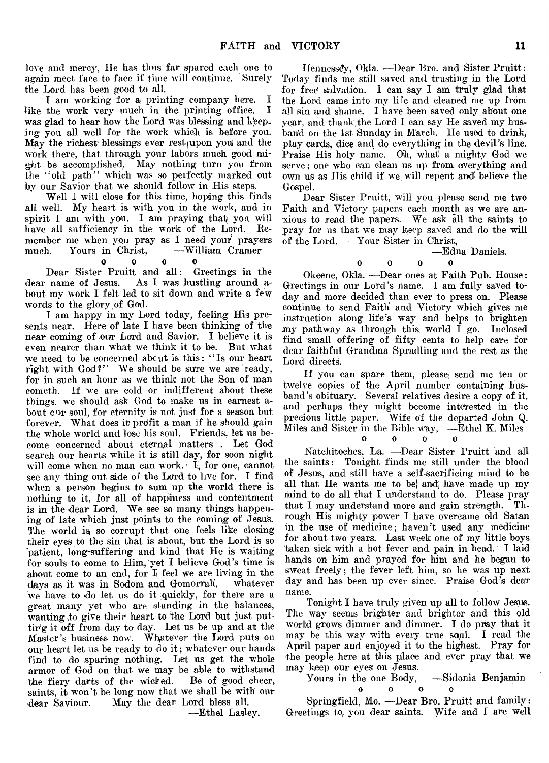love and mercy, He has thus far spared each one to again meet face to face if time will continue. Surely the Lord has been good to all.

I am working for a printing company here. I like the work very much in the printing office. I was glad to hear how the Lord was blessing and keeping you all well for the work which is before you. May the richest blessings ever rest upon you and the work there, that through your labors much good might be accomplished. May nothing turn you from the "old path" which was so perfectly marked out by our Savior that we should follow in His steps.

Well I will close for this time, hoping this finds all well. My heart is with you in the work, and in spirit I am with you. I am praying that you will have all sufficiency in the work of the Lord. Remember me when you pray as I need your prayers much. Yours in Christ, —William Cramer

o o o o

Dear Sister Pruitt and all: Greetings in the dear name of Jesus. As I was hustling around about my work I felt led to sit down and write a few words to the glory of God.

I am happy in my Lord today, feeling His presents near. Here of late I have been thinking of the near coming of our Lord and Savior. I believe it is even nearer than what we think it to be. But what we need to be concerned about is this: "Is our heart right with God?" We should be sure we are ready, for in such an hour as we think not the Son of man cometh. If we are cold or indifferent about these things, we should ask God to make us in earnest about our soul, for eternity is not just for a season but forever. What does it profit a man if he should gain the whole world and lose his soul. Friends, let us become concerned about eternal matters. Let God search our hearts while it is still day, for soon night will come when no man can work. I, for one, cannot see any thing out side of the Lord to live for. I find when a person begins to sum up the world there is nothing to it, for all of happiness and contentment is in the dear Lord. We see so many things happening of late which just points to the coming of Jesus. The world is so corrupt that one feels like closing their eyes to the sin that is about, but the Lord is so patient, long-suffering and kind that He is waiting for souls to come to Him, yet I believe God's time is about come to an end, for I feel we are living in the days as it was in Sodom and Gomorrah. whatever we have to do let us do it quickly, for there are a great many yet who are standing in the balances, wanting to give their heart to the Lord but just putting it off from day to day. Let us be up and at the Master's business now. Whatever the Lord puts on our heart let us be ready to do it; whatever our hands find to do sparing nothing. Let us get the whole armor of God on that we may be able to withstand the fiery darts of the wicked. Be of good cheer, saints, it won't be long now that we shall be with our dear Saviour. May the dear Lord bless all.

—Ethel Lasley.

Hennessey, Okla. —Dear Bro. and Sister Pruitt: Today finds me still saved and trusting in the Lord for free salvation. I can say I am truly glad that the Lord came into my life and cleaned me up from all sin and shame. I have been saved only about one year, and thank the Lord I can say He saved my husband on the 1st Sunday in March. He used to drink, play cards, dice and do everything in the devil's line. Praise His holy name. Oh, what a mighty God we serve; one who can clean us up from everything and own us as His child if we will repent and believe the Gospel.

Dear Sister Pruitt, will you please send me two Faith and Victory papers each month as we are anxious to read the papers. We ask all the saints to pray for us that we may keep saved and do the will of the Lord. Your Sister in Christ,

—Edna Daniels.

o o o o

Okeene, Okla. —Dear ones at Faith Pub. House: Greetings in our Lord's name. I am fully saved today and more decided than ever to press on. Please continue to send Faith and Victory which gives me instruction along life's way and helps to brighten my pathway as through this world I go. Inclosed find small offering of fifty cents to help care for dear faithful Grandma Spradling and the rest as the Lord directs.

If you can spare them, please send me ten or twelve copies of the April number containing husband's obituary. Several relatives desire a copy of it, and perhaps they might become interested in the precious little paper. Wife of the departed John Q. Miles and Sister in the Bible way, —Ethel K. Miles

o o o o

Natchitoches, La. —Dear Sister Pruitt and all the saints: Tonight finds me still under the blood of Jesus, and still have a self-sacrificing mind to be all that He wants me to be and have made up my mind to do all that I understand to do. Please pray that I may understand more and gain strength. Through His mighty power I have overcame old Satan in the use of medicine; haven't used any medicine for about two years. Last week one of my little boys taken sick with a hot fever and pain in head. I laid hands on him and prayed for him and he began to sweat freely; the fever left him, so he was up next day and has been up ever since. Praise God's dear name.

Tonight I have truly given up all to follow Jesus. The way seems brighter and brighter and this old world grows dimmer and dimmer. I do pray that it may be this way with every true soul. I read the April paper and enjoyed it to the highest. Pray for the people here at this place and ever pray that we may keep our eyes on Jesus.

Yours in the one Body, —Sidonia Benjamin

o o o o

Springfield, Mo. —Dear Bro. Pruitt and family: Greetings to you dear saints. Wife and I are well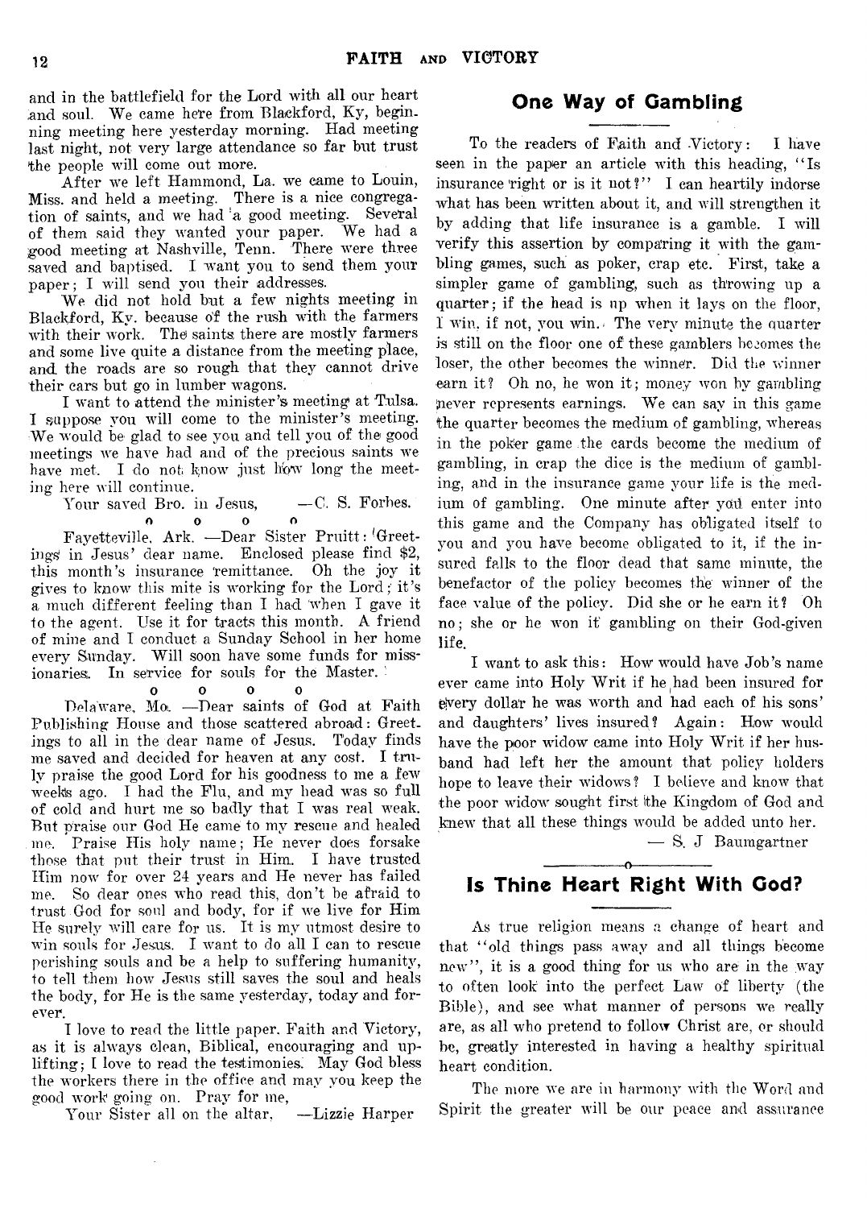and in the battlefield for the Lord with all our heart and soul. We came here from Blackford, Ky, beginning meeting here yesterday morning. Had meeting last night, not very large attendance so far but trust the people will come out more.

After we left Hammond, La. we came to Louin, Miss. and held a meeting. There is a nice congregation of saints, and we had a good meeting. Several of them said they wanted your paper. We had a good meeting at Nashville, Tenn. There were three saved and baptised. I want you to send them your paper; I will send you their addresses.

We did not hold but a few nights meeting in Blackford, Ky. because of the rush with the farmers with their work. The saints there are mostly farmers and some live quite a distance from the meeting place, and the roads are so rough that they cannot drive their cars but go in lumber wagons.

I want to attend the minister's meeting at Tulsa. I suppose you will come to the minister's meeting. We would be glad to see you and tell you of the good meetings we have had and of the precious saints we have met. I do not know just how long the meeting here will continue.

Your saved Bro. in Jesus, —C. S. Forbes.

o o o o

Fayetteville, Ark. —Dear Sister Pruitt: Greetings in Jesus' dear name. Enclosed please find $2, this month's insurance remittance. Oh the joy it gives to know this mite is working for the Lord; it's a much different feeling than I had when I gave it to the agent. Use it for tracts this month. A friend of mine and I conduct a Sunday School in her home every Sunday. Will soon have some funds for missionaries. In service for souls for the Master.

o o o o

Delaware, Mo. —Dear saints of God at Faith Publishing House and those scattered abroad: Greetings to all in the dear name of Jesus. Today finds me saved and decided for heaven at any cost. I truly praise the good Lord for his goodness to me a few weeks ago. I had the Flu, and my head was so full of cold and hurt me so badly that I was real weak. But praise our God He came to my rescue and healed me. Praise His holy name; He never does forsake those that put their trust in Him. I have trusted Him now for over 24 years and He never has failed me. So dear ones who read this, don't be afraid to trust God for soul and body, for if we live for Him He surely will care for us. It is my utmost desire to win souls for Jesus. I want to do all I can to rescue perishing souls and be a help to suffering humanity, to tell them how Jesus still saves the soul and heals the body, for He is the same yesterday, today and forever.

I love to read the little paper, Faith and Victory, as it is always clean, Biblical, encouraging and uplifting; I love to read the testimonies. May God bless the workers there in the office and may you keep the good work going on. Pray for me,

Your Sister all on the altar, —Lizzie Harper

## One Way of Gambling

To the readers of Faith and Victory: I have seen in the paper an article with this heading, "Is insurance right or is it not?" I can heartily indorse what has been written about it, and will strengthen it by adding that life insurance is a gamble. I will verify this assertion by comparing it with the gambling games, such as poker, crap etc. First, take a simpler game of gambling, such as throwing up a quarter; if the head is up when it lays on the floor, I win, if not, you win. The very minute the quarter is still on the floor one of these gamblers becomes the loser, the other becomes the winner. Did the winner earn it? Oh no, he won it; money won by gambling never represents earnings. We can say in this game the quarter becomes the medium of gambling, whereas in the poker game the cards become the medium of gambling, in crap the dice is the medium of gambling, and in the insurance game your life is the medium of gambling. One minute after you enter into this game and the Company has obligated itself to you and you have become obligated to it, if the insured falls to the floor dead that same minute, the benefactor of the policy becomes the winner of the face value of the policy. Did she or he earn it? Oh no; she or he won it gambling on their God-given life.

I want to ask this: How would have Job's name ever came into Holy Writ if he had been insured for every dollar he was worth and had each of his sons' and daughters' lives insured? Again: How would have the poor widow came into Holy Writ if her husband had left her the amount that policy holders hope to leave their widows? I believe and know that the poor widow sought first the Kingdom of God and knew that all these things would be added unto her.

— S. J Baumgartner

## Is Thine Heart Right With God?

As true religion means a change of heart and that "old things pass away and all things become new", it is a good thing for us who are in the way to often look into the perfect Law of liberty (the Bible), and see what manner of persons we really are, as all who pretend to follow Christ are, or should be, greatly interested in having a healthy spiritual heart condition.

The more we are in harmony with the Word and Spirit the greater will be our peace and assurance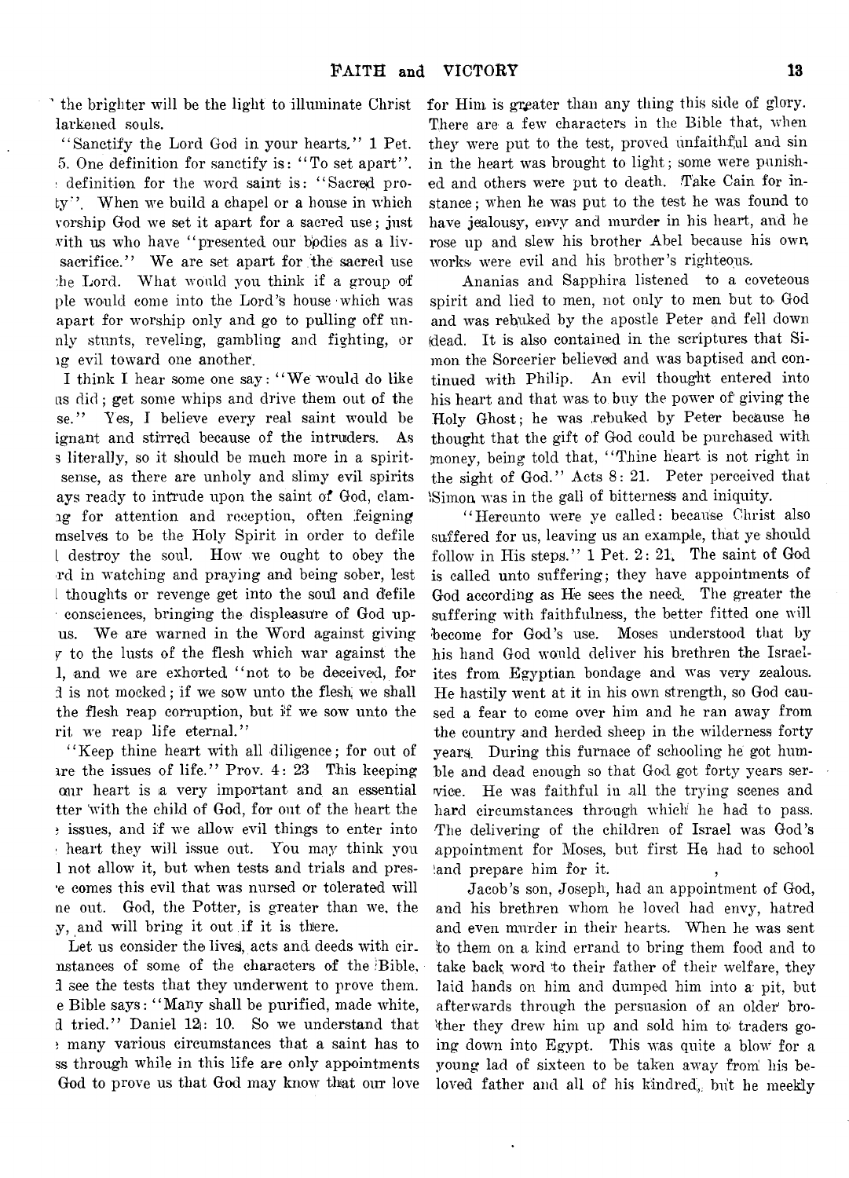the brighter will be the light to illuminate Christ larkened souls.

"Sanctify the Lord God in your hearts." 1 Pet. 5. One definition for sanctify is: "To set apart". definition for the word saint is: "Sacred proty". When we build a chapel or a house in which vorship God we set it apart for a sacred use; just with us who have "presented our bodies as a livsacrifice." We are set apart for the sacred use the Lord. What would you think if a group of ple would come into the Lord's house which was apart for worship only and go to pulling off unnly stunts, reveling, gambling and fighting, or ng evil toward one another.

I think I hear some one say: "We would do like us did; get some whips and drive them out of the se." Yes, I believe every real saint would be ignant and stirred because of the intruders. As s literally, so it should be much more in a spiritsense, as there are unholy and slimy evil spirits ays ready to intrude upon the saint of God, clamng for attention and reception, often feigning mselves to be the Holy Spirit in order to defile l destroy the soul. How we ought to obey the rd in watching and praying and being sober, lest l thoughts or revenge get into the soul and defile consciences, bringing the displeasure of God upus. We are warned in the Word against giving y to the lusts of the flesh which war against the l, and we are exhorted "not to be deceived, for d is not mocked; if we sow unto the flesh we shall the flesh reap corruption, but if we sow unto the rit we reap life eternal."

"Keep thine heart with all diligence; for out of are the issues of life." Prov. 4: 23 This keeping our heart is a very important and an essential tter with the child of God, for out of the heart the issues, and if we allow evil things to enter into heart they will issue out. You may think you l not allow it, but when tests and trials and prese comes this evil that was nursed or tolerated will ne out. God, the Potter, is greater than we, the y, and will bring it out if it is there.

Let us consider the lives, acts and deeds with cirnstances of some of the characters of the Bible, d see the tests that they underwent to prove them. e Bible says: "Many shall be purified, made white, d tried." Daniel 12: 10. So we understand that many various circumstances that a saint has to ss through while in this life are only appointments God to prove us that God may know that our love for Him is greater than any thing this side of glory. There are a few characters in the Bible that, when they were put to the test, proved unfaithful and sin in the heart was brought to light; some were punished and others were put to death. Take Cain for instance; when he was put to the test he was found to have jealousy, envy and murder in his heart, and he rose up and slew his brother Abel because his own works were evil and his brother's righteous.

Ananias and Sapphira listened to a coveteous spirit and lied to men, not only to men but to God and was rebuked by the apostle Peter and fell down dead. It is also contained in the scriptures that Simon the Sorcerier believed and was baptised and continued with Philip. An evil thought entered into his heart and that was to buy the power of giving the Holy Ghost; he was rebuked by Peter because he thought that the gift of God could be purchased with money, being told that, "Thine heart is not right in the sight of God." Acts 8: 21. Peter perceived that Simon was in the gall of bitterness and iniquity.

"Hereunto were ye called: because Christ also suffered for us, leaving us an example, that ye should follow in His steps." 1 Pet. 2: 21. The saint of God is called unto suffering; they have appointments of God according as He sees the need. The greater the suffering with faithfulness, the better fitted one will become for God's use. Moses understood that by his hand God would deliver his brethren the Israelites from Egyptian bondage and was very zealous. He hastily went at it in his own strength, so God caused a fear to come over him and he ran away from the country and herded sheep in the wilderness forty years. During this furnace of schooling he got humble and dead enough so that God got forty years service. He was faithful in all the trying scenes and hard circumstances through which he had to pass. The delivering of the children of Israel was God's appointment for Moses, but first He had to school and prepare him for it.

Jacob's son, Joseph, had an appointment of God, and his brethren whom he loved had envy, hatred and even murder in their hearts. When he was sent to them on a kind errand to bring them food and to take back word to their father of their welfare, they laid hands on him and dumped him into a pit, but afterwards through the persuasion of an older brother they drew him up and sold him to traders going down into Egypt. This was quite a blow for a young lad of sixteen to be taken away from his beloved father and all of his kindred, but he meekly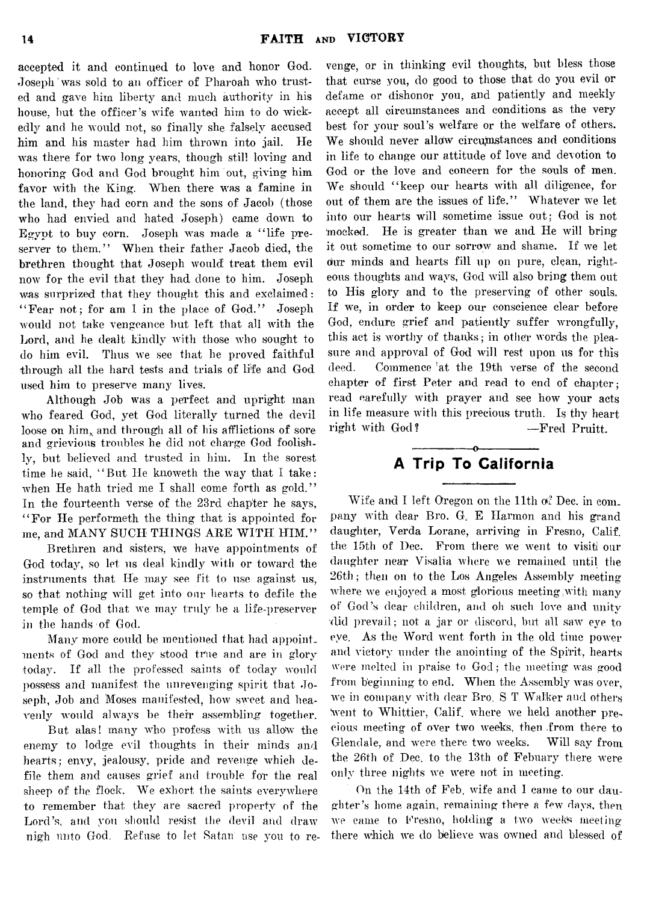accepted it and continued to love and honor God. Joseph was sold to an officer of Pharoah who trusted and gave him liberty and much authority in his house, but the officer's wife wanted him to do wickedly and he would not, so finally she falsely accused him and his master had him thrown into jail. He was there for two long years, though still loving and honoring God and God brought him out, giving him favor with the King. When there was a famine in the land, they had corn and the sons of Jacob (those who had envied and hated Joseph) came down to Egypt to buy corn. Joseph was made a "life preserver to them." When their father Jacob died, the brethren thought that Joseph would treat them evil now for the evil that they had done to him. Joseph was surprized that they thought this and exclaimed: "Fear not; for am I in the place of God." Joseph would not take vengeance but left that all with the Lord, and he dealt kindly with those who sought to do him evil. Thus we see that he proved faithful through all the hard tests and trials of life and God used him to preserve many lives.

Although Job was a perfect and upright man who feared God, yet God literally turned the devil loose on him, and through all of his afflictions of sore and grievious troubles he did not charge God foolishly, but believed and trusted in him. In the sorest time he said, "But He knoweth the way that I take: when He hath tried me I shall come forth as gold." In the fourteenth verse of the 23rd chapter he says, "For He performeth the thing that is appointed for me, and MANY SUCH THINGS ARE WITH HIM."

Brethren and sisters, we have appointments of God today, so let us deal kindly with or toward the instruments that He may see fit to use against us, so that nothing will get into our hearts to defile the temple of God that we may truly be a life-preserver in the hands of God.

Many more could be mentioned that had appointments of God and they stood true and are in glory today. If all the professed saints of today would possess and manifest the unrevenging spirit that Joseph, Job and Moses manifested, how sweet and heavenly would always be their assembling together.

But alas! many who profess with us allow the enemy to lodge evil thoughts in their minds and hearts; envy, jealousy, pride and revenge which defile them and causes grief and trouble for the real sheep of the flock. We exhort the saints everywhere to remember that they are sacred property of the Lord's, and you should resist the devil and draw nigh unto God. Refuse to let Satan use you to revenge, or in thinking evil thoughts, but bless those that curse you, do good to those that do you evil or defame or dishonor you, and patiently and meekly accept all circumstances and conditions as the very best for your soul's welfare or the welfare of others. We should never allow circumstances and conditions in life to change our attitude of love and devotion to God or the love and concern for the souls of men. We should "keep our hearts with all diligence, for out of them are the issues of life." Whatever we let into our hearts will sometime issue out; God is not mocked. He is greater than we and He will bring it out sometime to our sorrow and shame. If we let our minds and hearts fill up on pure, clean, righteous thoughts and ways, God will also bring them out to His glory and to the preserving of other souls. If we, in order to keep our conscience clear before God, endure grief and patiently suffer wrongfully, this act is worthy of thanks; in other words the pleasure and approval of God will rest upon us for this deed. Commence at the 19th verse of the second chapter of first Peter and read to end of chapter; read carefully with prayer and see how your acts in life measure with this precious truth. Is thy heart right with God?

—Fred Pruitt.

## A Trip To California

Wife and I left Oregon on the 11th of Dec. in company with dear Bro. G. E Harmon and his grand daughter, Verda Lorane, arriving in Fresno, Calif. the 15th of Dec. From there we went to visit our daughter near Visalia where we remained until the 26th; then on to the Los Angeles Assembly meeting where we enjoyed a most glorious meeting with many of God's dear children, and oh such love and unity did prevail; not a jar or discord, but all saw eye to eye. As the Word went forth in the old time power and victory under the anointing of the Spirit, hearts were melted in praise to God; the meeting was good from beginning to end. When the Assembly was over, we in company with dear Bro. S T Walker and others went to Whittier, Calif. where we held another precious meeting of over two weeks, then from there to Glendale, and were there two weeks. Will say from the 26th of Dec. to the 13th of Febuary there were only three nights we were not in meeting.

On the 14th of Feb, wife and I came to our daughter's home again, remaining there a few days, then we came to Fresno, holding a two weeks meeting there which we do believe was owned and blessed of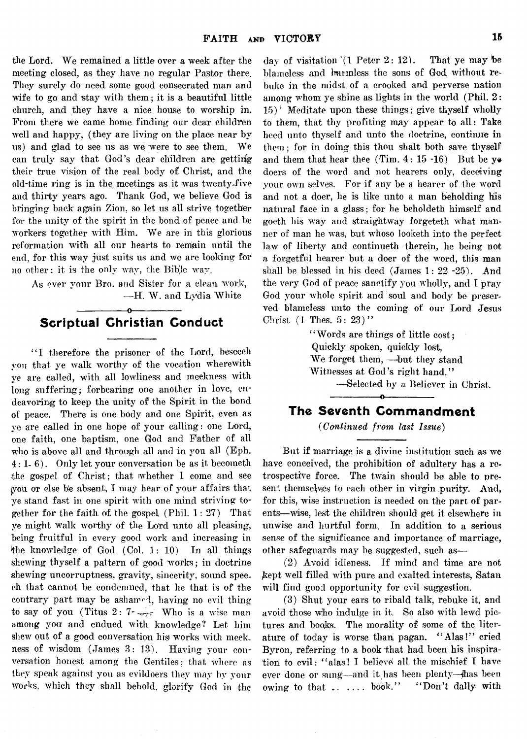the Lord. We remained a little over a week after the meeting closed, as they have no regular Pastor there. They surely do need some good consecrated man and wife to go and stay with them; it is a beautiful little church, and they have a nice house to worship in. From there we came home finding our dear children well and happy, (they are living on the place near by us) and glad to see us as we were to see them. We can truly say that God's dear children are getting their true vision of the real body of Christ, and the old-time ring is in the meetings as it was twenty-five and thirty years ago. Thank God, we believe God is bringing back again Zion, so let us all strive together for the unity of the spirit in the bond of peace and be workers together with Him. We are in this glorious reformation with all our hearts to remain until the end, for this way just suits us and we are looking for no other: it is the only way, the Bible way.

As ever your Bro. and Sister for a clean work,
—H. W. and Lydia White

## Scriptual Christian Conduct

"I therefore the prisoner of the Lord, beseech you that ye walk worthy of the vocation wherewith ye are called, with all lowliness and meekness with long suffering; forbearing one another in love, endeavoring to keep the unity of the Spirit in the bond of peace. There is one body and one Spirit, even as ye are called in one hope of your calling: one Lord, one faith, one baptism, one God and Father of all who is above all and through all and in you all (Eph. 4: 1- 6). Only let your conversation be as it becometh the gospel of Christ; that whether I come and see you or else be absent, I may hear of your affairs that ye stand fast in one spirit with one mind striving together for the faith of the gospel (Phil. 1 : 27) That ye might walk worthy of the Lord unto all pleasing, being fruitful in every good work and increasing in the knowledge of God (Col. 1: 10) In all things shewing thyself a pattern of good works; in doctrine shewing uncorruptness, gravity, sincerity, sound speech that cannot be condemned, that he that is of the contrary part may be ashamed, having no evil thing to say of you (Titus 2: 7-8) Who is a wise man among you and endued with knowledge? Let him shew out of a good conversation his works with meekness of wisdom (James 3: 13). Having your conversation honest among the Gentiles; that where as they speak against you as evildoers they may by your works, which they shall behold, glorify God in the day of visitation (1 Peter 2: 12). That ye may be blameless and harmless the sons of God without rebuke in the midst of a crooked and perverse nation among whom ye shine as lights in the world (Phil. 2: 15) Meditate upon these things; give thyself wholly to them, that thy profiting may appear to all: Take heed unto thyself and unto the doctrine, continue in them; for in doing this thou shalt both save thyself and them that hear thee (Tim. 4: 15 -16) But be ye doers of the word and not hearers only, deceiving your own selves. For if any be a hearer of the word and not a doer, he is like unto a man beholding his natural face in a glass; for he beholdeth himself and goeth his way and straightway forgeteth what manner of man he was, but whoso looketh into the perfect law of liberty and continueth therein, he being not a forgetful hearer but a doer of the word, this man shall be blessed in his deed (James 1: 22 -25). And the very God of peace sanctify you wholly, and I pray God your whole spirit and soul and body be preserved blameless unto the coming of our Lord Jesus Christ (1 Thes. 5: 23)"

"Words are things of little cost;
Quickly spoken, quickly lost,
We forget them, —but they stand
Witnesses at God's right hand."

—Selected by a Believer in Christ.

## The Seventh Commandment

*(Continued from last Issue)*

But if marriage is a divine institution such as we have conceived, the prohibition of adultery has a retrospective force. The twain should be able to present themselves to each other in virgin purity. And, for this, wise instruction is needed on the part of parents—wise, lest the children should get it elsewhere in unwise and hurtful form. In addition to a serious sense of the significance and importance of marriage, other safeguards may be suggested, such as—

(2) Avoid idleness. If mind and time are not kept well filled with pure and exalted interests, Satan will find good opportunity for evil suggestion.

(3) Shut your ears to ribald talk, rebuke it, and avoid those who indulge in it. So also with lewd pictures and books. The morality of some of the literature of today is worse than pagan. "Alas!" cried Byron, referring to a book that had been his inspiration to evil; "alas! I believe all the mischief I have ever done or sung—and it has been plenty—has been owing to that .. .... book." "Don't dally with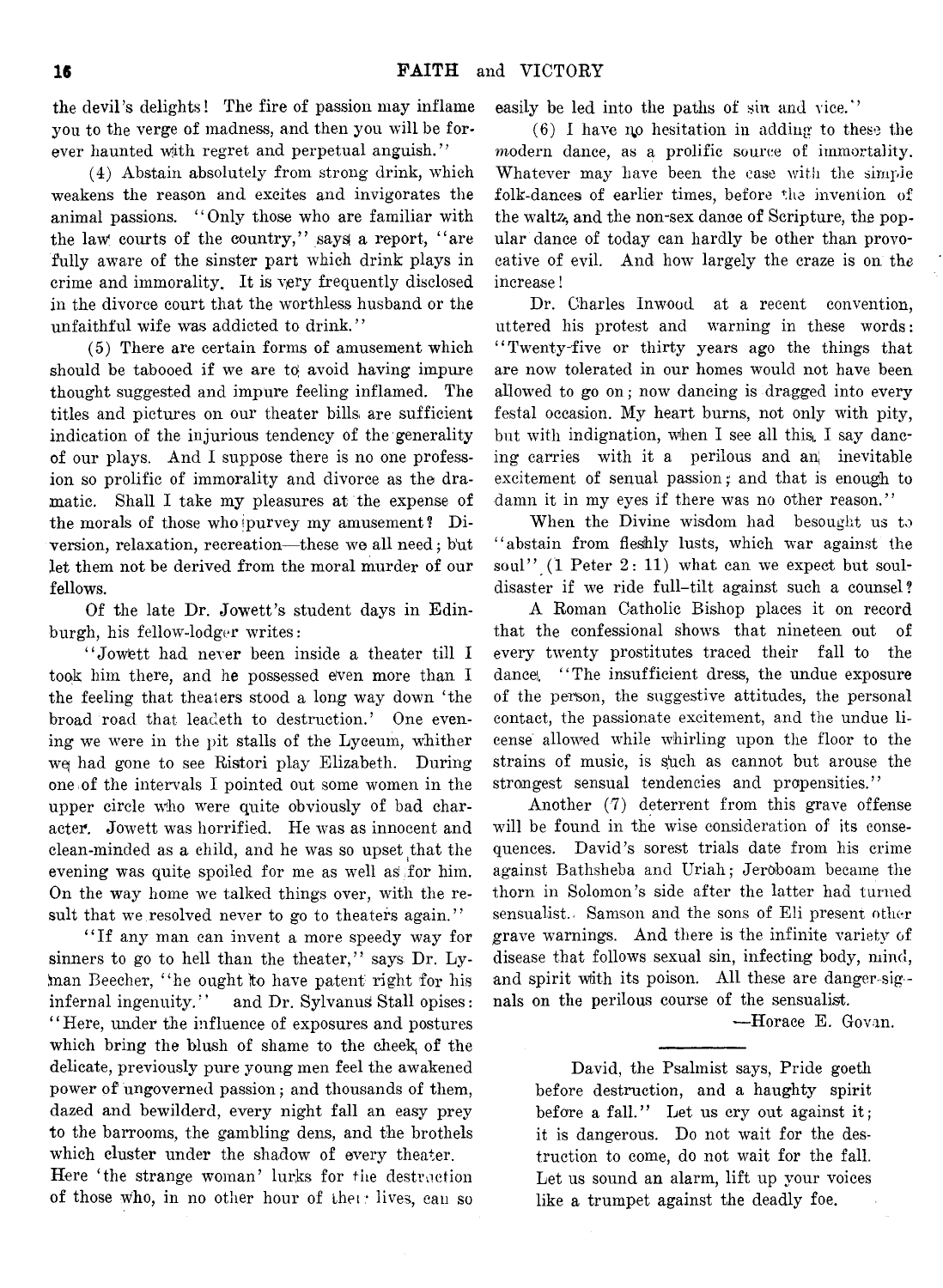the devil's delights! The fire of passion may inflame you to the verge of madness, and then you will be forever haunted with regret and perpetual anguish."

(4) Abstain absolutely from strong drink, which weakens the reason and excites and invigorates the animal passions. "Only those who are familiar with the law courts of the country," says a report, "are fully aware of the sinster part which drink plays in crime and immorality. It is very frequently disclosed in the divorce court that the worthless husband or the unfaithful wife was addicted to drink."

(5) There are certain forms of amusement which should be tabooed if we are to avoid having impure thought suggested and impure feeling inflamed. The titles and pictures on our theater bills are sufficient indication of the injurious tendency of the generality of our plays. And I suppose there is no one professsion so prolific of immorality and divorce as the dramatic. Shall I take my pleasures at the expense of the morals of those who purvey my amusement? Diversion, relaxation, recreation—these we all need; but let them not be derived from the moral murder of our fellows.

Of the late Dr. Jowett's student days in Edinburgh, his fellow-lodger writes:

"Jowett had never been inside a theater till I took him there, and he possessed even more than I the feeling that theaters stood a long way down 'the broad road that leadeth to destruction.' One evening we were in the pit stalls of the Lyceum, whither we had gone to see Ristori play Elizabeth. During one of the intervals I pointed out some women in the upper circle who were quite obviously of bad character. Jowett was horrified. He was as innocent and clean-minded as a child, and he was so upset that the evening was quite spoiled for me as well as for him. On the way home we talked things over, with the result that we resolved never to go to theaters again."

"If any man can invent a more speedy way for sinners to go to hell than the theater," says Dr. Lyman Beecher, "he ought to have patent right for his infernal ingenuity." and Dr. Sylvanus Stall opises: "Here, under the influence of exposures and postures which bring the blush of shame to the cheek of the delicate, previously pure young men feel the awakened power of ungoverned passion; and thousands of them, dazed and bewilderd, every night fall an easy prey to the barrooms, the gambling dens, and the brothels which cluster under the shadow of every theater. Here 'the strange woman' lurks for the destruction of those who, in no other hour of their lives, can so easily be led into the paths of sin and vice."

(6) I have no hesitation in adding to these the modern dance, as a prolific source of immortality. Whatever may have been the case with the simple folk-dances of earlier times, before the invention of the waltz, and the non-sex dance of Scripture, the popular dance of today can hardly be other than provocative of evil. And how largely the craze is on the increase!

Dr. Charles Inwood at a recent convention, uttered his protest and warning in these words: "Twenty-five or thirty years ago the things that are now tolerated in our homes would not have been allowed to go on; now dancing is dragged into every festal occasion. My heart burns, not only with pity, but with indignation, when I see all this. I say dancing carries with it a perilous and an inevitable excitement of senual passion; and that is enough to damn it in my eyes if there was no other reason."

When the Divine wisdom had besought us to "abstain from fleshly lusts, which war against the soul" (1 Peter 2: 11) what can we expect but soul-disaster if we ride full-tilt against such a counsel?

A Roman Catholic Bishop places it on record that the confessional shows that nineteen out of every twenty prostitutes traced their fall to the dance. "The insufficient dress, the undue exposure of the person, the suggestive attitudes, the personal contact, the passionate excitement, and the undue license allowed while whirling upon the floor to the strains of music, is such as cannot but arouse the strongest sensual tendencies and propensities."

Another (7) deterrent from this grave offense will be found in the wise consideration of its consequences. David's sorest trials date from his crime against Bathsheba and Uriah; Jeroboam became the thorn in Solomon's side after the latter had turned sensualist. Samson and the sons of Eli present other grave warnings. And there is the infinite variety of disease that follows sexual sin, infecting body, mind, and spirit with its poison. All these are danger-signals on the perilous course of the sensualist.

—Horace E. Govan.

---

David, the Psalmist says, Pride goeth before destruction, and a haughty spirit before a fall." Let us cry out against it; it is dangerous. Do not wait for the destruction to come, do not wait for the fall. Let us sound an alarm, lift up your voices like a trumpet against the deadly foe.